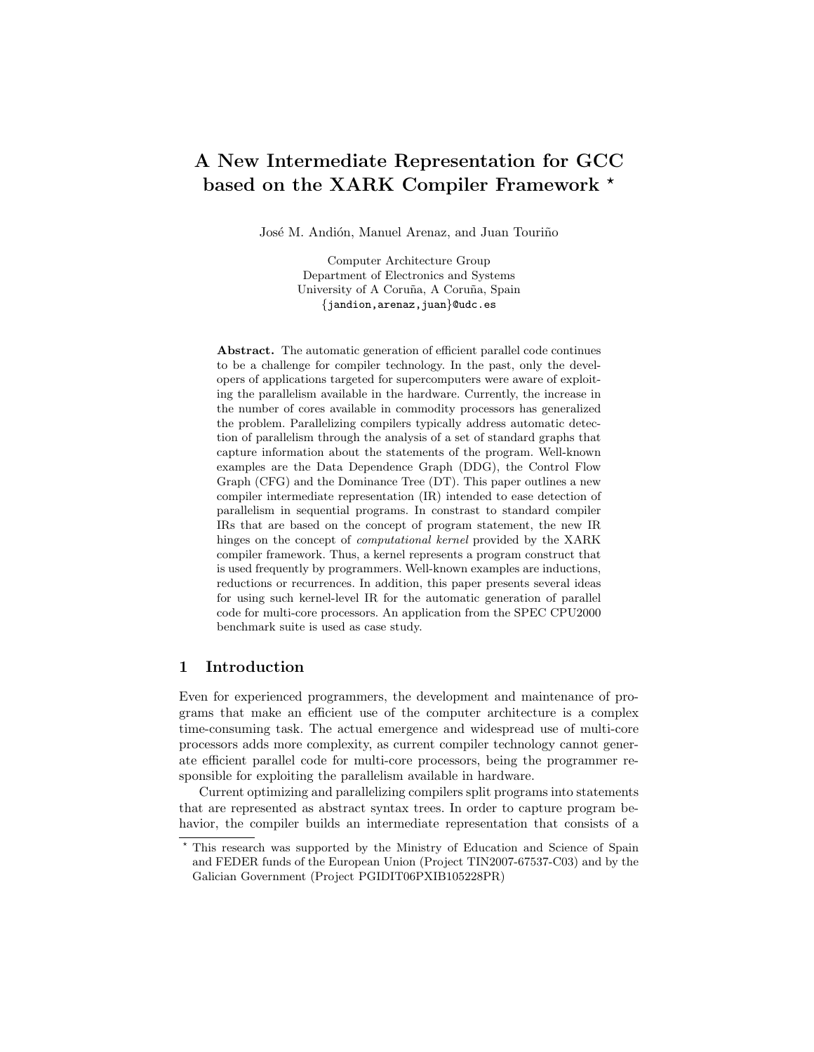# A New Intermediate Representation for GCC based on the XARK Compiler Framework [*]

José M. Andión, Manuel Arenaz, and Juan Touriño

Computer Architecture Group
Department of Electronics and Systems
University of A Coruña, A Coruña, Spain
{jandion,arenaz,juan}@udc.es

**Abstract.** The automatic generation of efficient parallel code continues to be a challenge for compiler technology. In the past, only the developers of applications targeted for supercomputers were aware of exploiting the parallelism available in the hardware. Currently, the increase in the number of cores available in commodity processors has generalized the problem. Parallelizing compilers typically address automatic detection of parallelism through the analysis of a set of standard graphs that capture information about the statements of the program. Well-known examples are the Data Dependence Graph (DDG), the Control Flow Graph (CFG) and the Dominance Tree (DT). This paper outlines a new compiler intermediate representation (IR) intended to ease detection of parallelism in sequential programs. In constrast to standard compiler IRs that are based on the concept of program statement, the new IR hinges on the concept of *computational kernel* provided by the XARK compiler framework. Thus, a kernel represents a program construct that is used frequently by programmers. Well-known examples are inductions, reductions or recurrences. In addition, this paper presents several ideas for using such kernel-level IR for the automatic generation of parallel code for multi-core processors. An application from the SPEC CPU2000 benchmark suite is used as case study.

## 1 Introduction

Even for experienced programmers, the development and maintenance of programs that make an efficient use of the computer architecture is a complex time-consuming task. The actual emergence and widespread use of multi-core processors adds more complexity, as current compiler technology cannot generate efficient parallel code for multi-core processors, being the programmer responsible for exploiting the parallelism available in hardware.

Current optimizing and parallelizing compilers split programs into statements that are represented as abstract syntax trees. In order to capture program behavior, the compiler builds an intermediate representation that consists of a

[*] This research was supported by the Ministry of Education and Science of Spain and FEDER funds of the European Union (Project TIN2007-67537-C03) and by the Galician Government (Project PGIDIT06PXIB105228PR)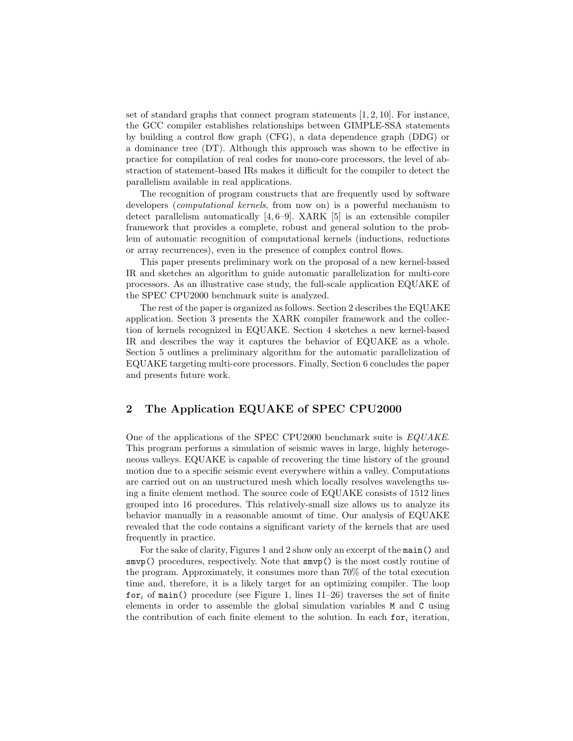set of standard graphs that connect program statements [1, 2, 10]. For instance, the GCC compiler establishes relationships between GIMPLE-SSA statements by building a control flow graph (CFG), a data dependence graph (DDG) or a dominance tree (DT). Although this approach was shown to be effective in practice for compilation of real codes for mono-core processors, the level of abstraction of statement-based IRs makes it difficult for the compiler to detect the parallelism available in real applications.

The recognition of program constructs that are frequently used by software developers (*computational kernels*, from now on) is a powerful mechanism to detect parallelism automatically [4, 6–9]. XARK [5] is an extensible compiler framework that provides a complete, robust and general solution to the problem of automatic recognition of computational kernels (inductions, reductions or array recurrences), even in the presence of complex control flows.

This paper presents preliminary work on the proposal of a new kernel-based IR and sketches an algorithm to guide automatic parallelization for multi-core processors. As an illustrative case study, the full-scale application EQUAKE of the SPEC CPU2000 benchmark suite is analyzed.

The rest of the paper is organized as follows. Section 2 describes the EQUAKE application. Section 3 presents the XARK compiler framework and the collection of kernels recognized in EQUAKE. Section 4 sketches a new kernel-based IR and describes the way it captures the behavior of EQUAKE as a whole. Section 5 outlines a preliminary algorithm for the automatic parallelization of EQUAKE targeting multi-core processors. Finally, Section 6 concludes the paper and presents future work.

## 2 The Application EQUAKE of SPEC CPU2000

One of the applications of the SPEC CPU2000 benchmark suite is *EQUAKE*. This program performs a simulation of seismic waves in large, highly heterogeneous valleys. EQUAKE is capable of recovering the time history of the ground motion due to a specific seismic event everywhere within a valley. Computations are carried out on an unstructured mesh which locally resolves wavelengths using a finite element method. The source code of EQUAKE consists of 1512 lines grouped into 16 procedures. This relatively-small size allows us to analyze its behavior manually in a reasonable amount of time. Our analysis of EQUAKE revealed that the code contains a significant variety of the kernels that are used frequently in practice.

For the sake of clarity, Figures 1 and 2 show only an excerpt of the `main()` and `smvp()` procedures, respectively. Note that `smvp()` is the most costly routine of the program. Approximately, it consumes more than 70% of the total execution time and, therefore, it is a likely target for an optimizing compiler. The loop $\texttt{for}_i$ of `main()` procedure (see Figure 1, lines 11–26) traverses the set of finite elements in order to assemble the global simulation variables `M` and `C` using the contribution of each finite element to the solution. In each $\texttt{for}_i$ iteration,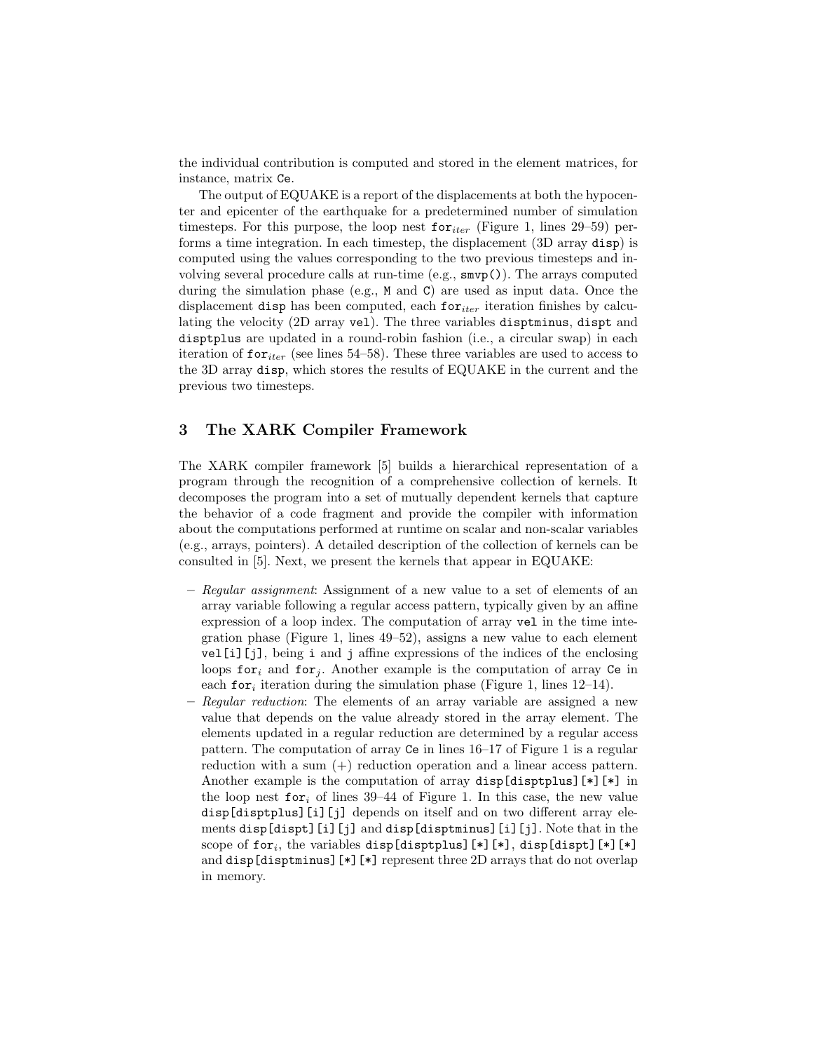the individual contribution is computed and stored in the element matrices, for instance, matrix `Ce`.

The output of EQUAKE is a report of the displacements at both the hypocenter and epicenter of the earthquake for a predetermined number of simulation timesteps. For this purpose, the loop nest $\texttt{for}_{iter}$ (Figure 1, lines 29–59) performs a time integration. In each timestep, the displacement (3D array `disp`) is computed using the values corresponding to the two previous timesteps and involving several procedure calls at run-time (e.g., `smvp()`). The arrays computed during the simulation phase (e.g., `M` and `C`) are used as input data. Once the displacement `disp` has been computed, each $\texttt{for}_{iter}$ iteration finishes by calculating the velocity (2D array `vel`). The three variables `disptminus`, `dispt` and `disptplus` are updated in a round-robin fashion (i.e., a circular swap) in each iteration of $\texttt{for}_{iter}$ (see lines 54–58). These three variables are used to access to the 3D array `disp`, which stores the results of EQUAKE in the current and the previous two timesteps.

## 3 The XARK Compiler Framework

The XARK compiler framework [5] builds a hierarchical representation of a program through the recognition of a comprehensive collection of kernels. It decomposes the program into a set of mutually dependent kernels that capture the behavior of a code fragment and provide the compiler with information about the computations performed at runtime on scalar and non-scalar variables (e.g., arrays, pointers). A detailed description of the collection of kernels can be consulted in [5]. Next, we present the kernels that appear in EQUAKE:

- *Regular assignment*: Assignment of a new value to a set of elements of an array variable following a regular access pattern, typically given by an affine expression of a loop index. The computation of array `vel` in the time integration phase (Figure 1, lines 49–52), assigns a new value to each element `vel[i][j]`, being `i` and `j` affine expressions of the indices of the enclosing loops $\texttt{for}_i$ and $\texttt{for}_j$. Another example is the computation of array `Ce` in each $\texttt{for}_i$ iteration during the simulation phase (Figure 1, lines 12–14).
- *Regular reduction*: The elements of an array variable are assigned a new value that depends on the value already stored in the array element. The elements updated in a regular reduction are determined by a regular access pattern. The computation of array `Ce` in lines 16–17 of Figure 1 is a regular reduction with a sum (+) reduction operation and a linear access pattern. Another example is the computation of array `disp[disptplus][*][*]` in the loop nest $\texttt{for}_i$ of lines 39–44 of Figure 1. In this case, the new value `disp[disptplus][i][j]` depends on itself and on two different array elements `disp[dispt][i][j]` and `disp[disptminus][i][j]`. Note that in the scope of $\texttt{for}_i$, the variables `disp[disptplus][*][*]`, `disp[dispt][*][*]` and `disp[disptminus][*][*]` represent three 2D arrays that do not overlap in memory.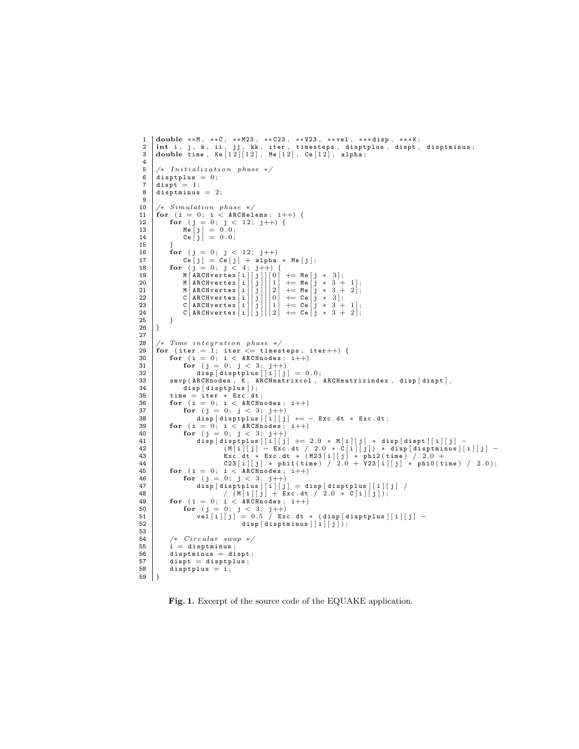```
1  double **M, **C, **M23, **C23, **V23, **vel, ***disp, ***K;
2  int i, j, k, ii, jj, kk, iter, timesteps, disptplus, dispt, disptminus;
3  double time, Ke[12][12], Me[12], Ce[12], alpha;
4
5  /* Initialization phase */
6  disptplus = 0;
7  dispt = 1;
8  disptminus = 2;
9
10 /* Simulation phase */
11 for (i = 0; i < ARCHelems; i++) {
12    for (j = 0; j < 12; j++) {
13       Me[j] = 0.0;
14       Ce[j] = 0.0;
15    }
16    for (j = 0; j < 12; j++)
17       Ce[j] = Ce[j] + alpha * Me[j];
18    for (j = 0; j < 4; j++) {
19       M[ARCHvertex[i][j]][0] += Me[j * 3];
20       M[ARCHvertex[i][j]][1] += Me[j * 3 + 1];
21       M[ARCHvertex[i][j]][2] += Me[j * 3 + 2];
22       C[ARCHvertex[i][j]][0] += Ce[j * 3];
23       C[ARCHvertex[i][j]][1] += Ce[j * 3 + 1];
24       C[ARCHvertex[i][j]][2] += Ce[j * 3 + 2];
25    }
26 }
27
28 /* Time integration phase */
29 for (iter = 1; iter <= timesteps; iter++) {
30    for (i = 0; i < ARCHnodes; i++)
31       for (j = 0; j < 3; j++)
32          disp[disptplus][i][j] = 0.0;
33    smvp(ARCHnodes, K, ARCHmatrixcol, ARCHmatrixindex, disp[dispt],
34       disp[disptplus]);
35    time = iter * Exc.dt;
36    for (i = 0; i < ARCHnodes; i++)
37       for (j = 0; j < 3; j++)
38          disp[disptplus][i][j] *= - Exc.dt * Exc.dt;
39    for (i = 0; i < ARCHnodes; i++)
40       for (j = 0; j < 3; j++)
41          disp[disptplus][i][j] += 2.0 * M[i][j] * disp[dispt][i][j] -
42                (M[i][j] - Exc.dt / 2.0 * C[i][j]) * disp[disptminus][i][j] -
43                Exc.dt * Exc.dt * (M23[i][j] * phi2(time) / 2.0 +
44                C23[i][j] * phi1(time) / 2.0 + V23[i][j] * phi0(time) / 2.0);
45    for (i = 0; i < ARCHnodes; i++)
46       for (j = 0; j < 3; j++)
47          disp[disptplus][i][j] = disp[disptplus][i][j] /
48                / (M[i][j] + Exc.dt / 2.0 * C[i][j]);
49    for (i = 0; i < ARCHnodes; i++)
50       for (j = 0; j < 3; j++)
51          vel[i][j] = 0.5 / Exc.dt * (disp[disptplus][i][j] -
52                   disp[disptminus][i][j]);
53
54    /* Circular swap */
55    i = disptminus;
56    disptminus = dispt;
57    dispt = disptplus;
58    disptplus = i;
59 }
```

**Fig. 1.** Excerpt of the source code of the EQUAKE application.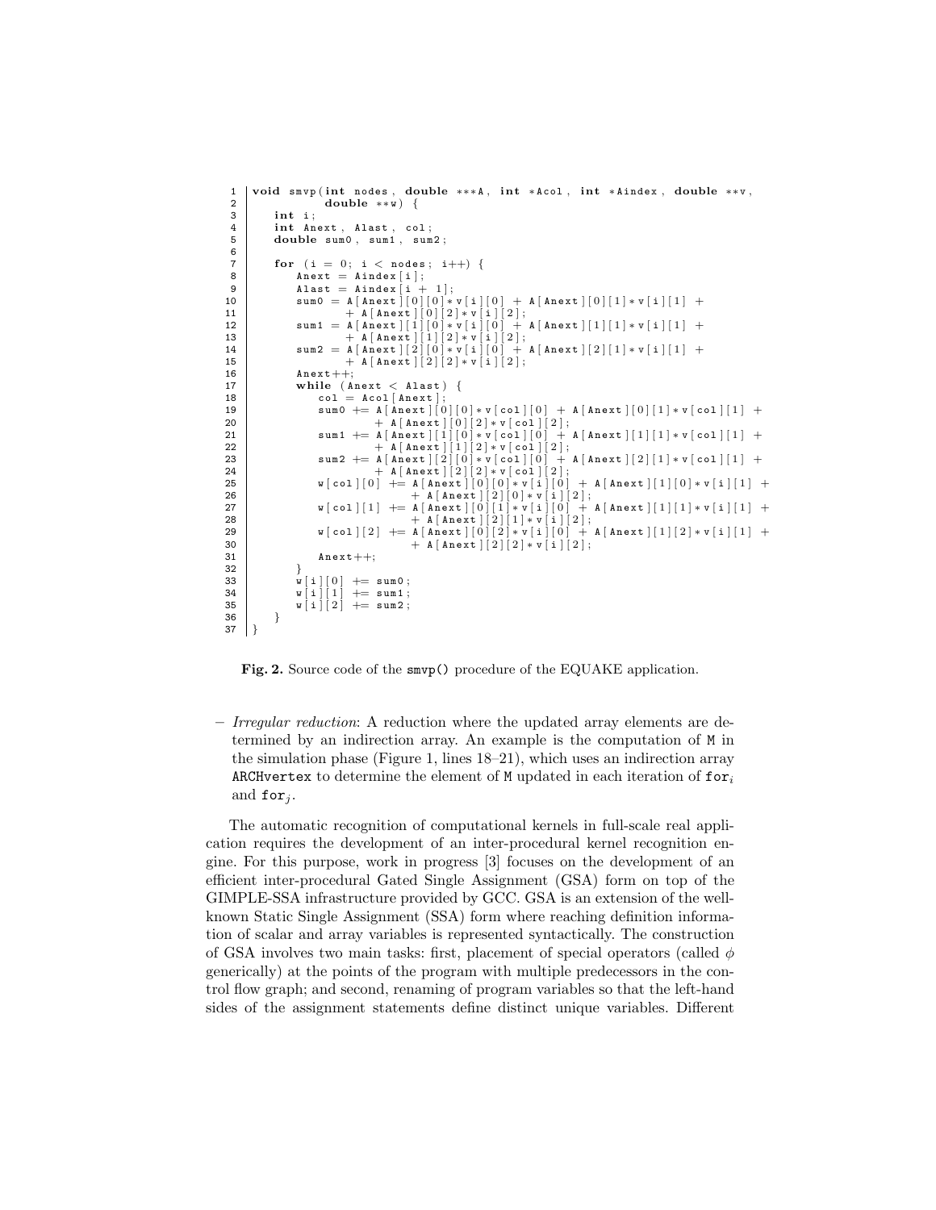```c
1  void smvp(int nodes, double ***A, int *Acol, int *Aindex, double **v,
2            double **w) {
3     int i;
4     int Anext, Alast, col;
5     double sum0, sum1, sum2;
6
7     for (i = 0; i < nodes; i++) {
8        Anext = Aindex[i];
9        Alast = Aindex[i + 1];
10       sum0 = A[Anext][0][0]*v[i][0] + A[Anext][0][1]*v[i][1] +
11              + A[Anext][0][2]*v[i][2];
12       sum1 = A[Anext][1][0]*v[i][0] + A[Anext][1][1]*v[i][1] +
13              + A[Anext][1][2]*v[i][2];
14       sum2 = A[Anext][2][0]*v[i][0] + A[Anext][2][1]*v[i][1] +
15              + A[Anext][2][2]*v[i][2];
16       Anext++;
17       while (Anext < Alast) {
18          col = Acol[Anext];
19          sum0 += A[Anext][0][0]*v[col][0] + A[Anext][0][1]*v[col][1] +
20                  + A[Anext][0][2]*v[col][2];
21          sum1 += A[Anext][1][0]*v[col][0] + A[Anext][1][1]*v[col][1] +
22                  + A[Anext][1][2]*v[col][2];
23          sum2 += A[Anext][2][0]*v[col][0] + A[Anext][2][1]*v[col][1] +
24                  + A[Anext][2][2]*v[col][2];
25          w[col][0] += A[Anext][0][0]*v[i][0] + A[Anext][1][0]*v[i][1] +
26                       + A[Anext][2][0]*v[i][2];
27          w[col][1] += A[Anext][0][1]*v[i][0] + A[Anext][1][1]*v[i][1] +
28                       + A[Anext][2][1]*v[i][2];
29          w[col][2] += A[Anext][0][2]*v[i][0] + A[Anext][1][2]*v[i][1] +
30                       + A[Anext][2][2]*v[i][2];
31          Anext++;
32       }
33       w[i][0] += sum0;
34       w[i][1] += sum1;
35       w[i][2] += sum2;
36    }
37 }
```

**Fig. 2.** Source code of the `smvp()` procedure of the EQUAKE application.

- *Irregular reduction*: A reduction where the updated array elements are determined by an indirection array. An example is the computation of `M` in the simulation phase (Figure 1, lines 18–21), which uses an indirection array `ARCHvertex` to determine the element of `M` updated in each iteration of $\mathtt{for}_i$ and $\mathtt{for}_j$.

The automatic recognition of computational kernels in full-scale real application requires the development of an inter-procedural kernel recognition engine. For this purpose, work in progress [3] focuses on the development of an efficient inter-procedural Gated Single Assignment (GSA) form on top of the GIMPLE-SSA infrastructure provided by GCC. GSA is an extension of the well-known Static Single Assignment (SSA) form where reaching definition information of scalar and array variables is represented syntactically. The construction of GSA involves two main tasks: first, placement of special operators (called $\phi$ generically) at the points of the program with multiple predecessors in the control flow graph; and second, renaming of program variables so that the left-hand sides of the assignment statements define distinct unique variables. Different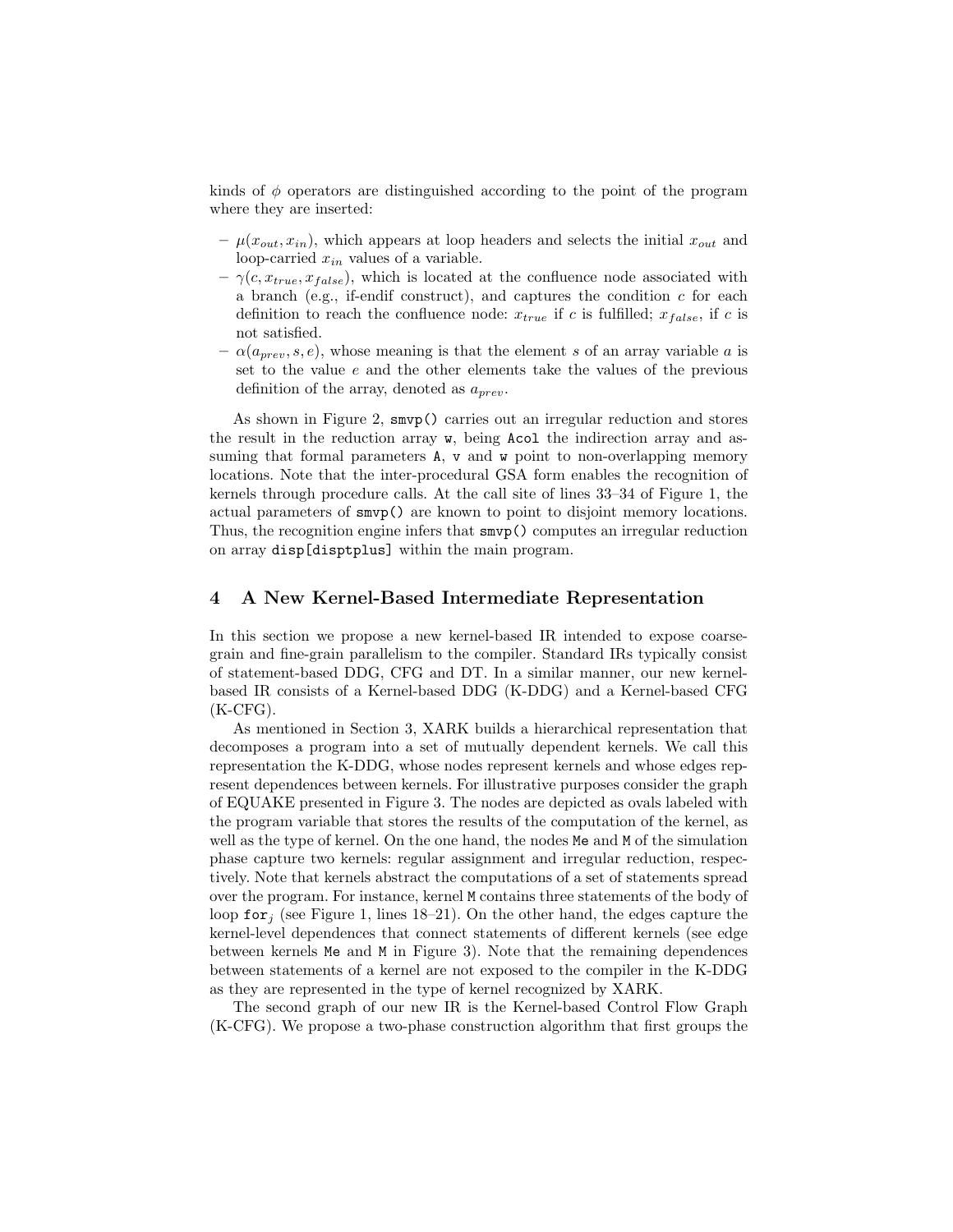kinds of $\phi$ operators are distinguished according to the point of the program where they are inserted:

- $\mu(x_{out}, x_{in})$, which appears at loop headers and selects the initial $x_{out}$ and loop-carried $x_{in}$ values of a variable.
- $\gamma(c, x_{true}, x_{false})$, which is located at the confluence node associated with a branch (e.g., if-endif construct), and captures the condition $c$ for each definition to reach the confluence node: $x_{true}$ if $c$ is fulfilled; $x_{false}$, if $c$ is not satisfied.
- $\alpha(a_{prev}, s, e)$, whose meaning is that the element $s$ of an array variable $a$ is set to the value $e$ and the other elements take the values of the previous definition of the array, denoted as $a_{prev}$.

As shown in Figure 2, `smvp()` carries out an irregular reduction and stores the result in the reduction array `w`, being `Acol` the indirection array and assuming that formal parameters `A`, `v` and `w` point to non-overlapping memory locations. Note that the inter-procedural GSA form enables the recognition of kernels through procedure calls. At the call site of lines 33–34 of Figure 1, the actual parameters of `smvp()` are known to point to disjoint memory locations. Thus, the recognition engine infers that `smvp()` computes an irregular reduction on array `disp[disptplus]` within the main program.

## 4 A New Kernel-Based Intermediate Representation

In this section we propose a new kernel-based IR intended to expose coarse-grain and fine-grain parallelism to the compiler. Standard IRs typically consist of statement-based DDG, CFG and DT. In a similar manner, our new kernel-based IR consists of a Kernel-based DDG (K-DDG) and a Kernel-based CFG (K-CFG).

As mentioned in Section 3, XARK builds a hierarchical representation that decomposes a program into a set of mutually dependent kernels. We call this representation the K-DDG, whose nodes represent kernels and whose edges represent dependences between kernels. For illustrative purposes consider the graph of EQUAKE presented in Figure 3. The nodes are depicted as ovals labeled with the program variable that stores the results of the computation of the kernel, as well as the type of kernel. On the one hand, the nodes `Me` and `M` of the simulation phase capture two kernels: regular assignment and irregular reduction, respectively. Note that kernels abstract the computations of a set of statements spread over the program. For instance, kernel `M` contains three statements of the body of loop $\texttt{for}_j$ (see Figure 1, lines 18–21). On the other hand, the edges capture the kernel-level dependences that connect statements of different kernels (see edge between kernels `Me` and `M` in Figure 3). Note that the remaining dependences between statements of a kernel are not exposed to the compiler in the K-DDG as they are represented in the type of kernel recognized by XARK.

The second graph of our new IR is the Kernel-based Control Flow Graph (K-CFG). We propose a two-phase construction algorithm that first groups the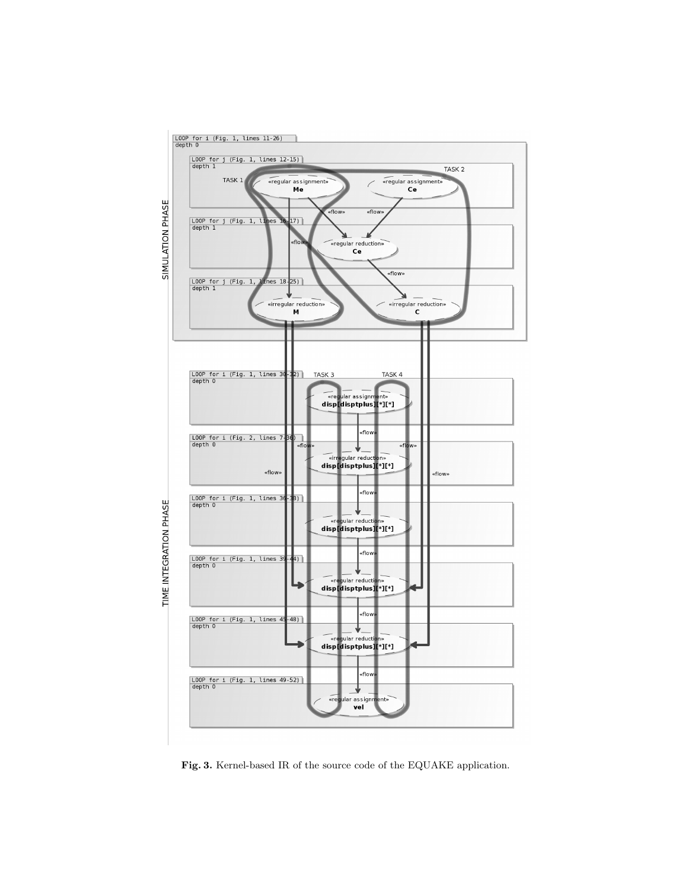Fig. 3. Kernel-based IR of the source code of the EQUAKE application.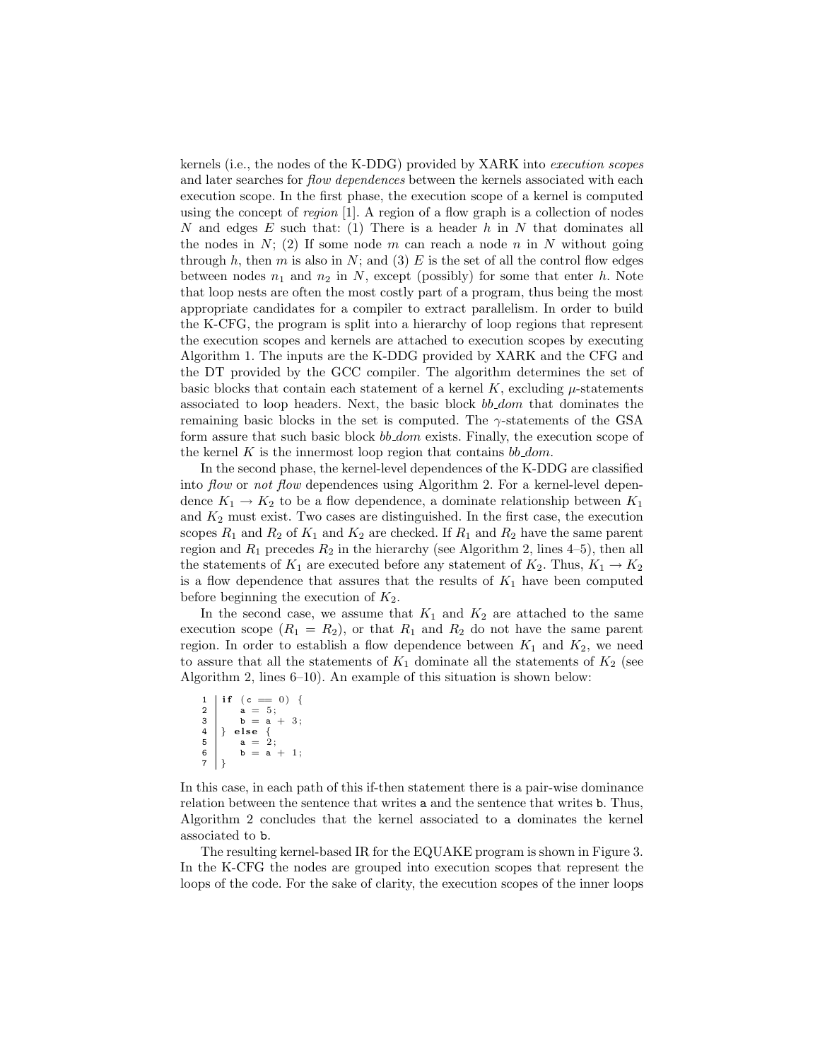kernels (i.e., the nodes of the K-DDG) provided by XARK into *execution scopes* and later searches for *flow dependences* between the kernels associated with each execution scope. In the first phase, the execution scope of a kernel is computed using the concept of *region* [1]. A region of a flow graph is a collection of nodes $N$ and edges $E$ such that: (1) There is a header $h$ in $N$ that dominates all the nodes in $N$; (2) If some node $m$ can reach a node $n$ in $N$ without going through $h$, then $m$ is also in $N$; and (3) $E$ is the set of all the control flow edges between nodes $n_1$ and $n_2$ in $N$, except (possibly) for some that enter $h$. Note that loop nests are often the most costly part of a program, thus being the most appropriate candidates for a compiler to extract parallelism. In order to build the K-CFG, the program is split into a hierarchy of loop regions that represent the execution scopes and kernels are attached to execution scopes by executing Algorithm 1. The inputs are the K-DDG provided by XARK and the CFG and the DT provided by the GCC compiler. The algorithm determines the set of basic blocks that contain each statement of a kernel $K$, excluding $\mu$-statements associated to loop headers. Next, the basic block *bb_dom* that dominates the remaining basic blocks in the set is computed. The $\gamma$-statements of the GSA form assure that such basic block *bb_dom* exists. Finally, the execution scope of the kernel $K$ is the innermost loop region that contains *bb_dom*.

In the second phase, the kernel-level dependences of the K-DDG are classified into *flow* or *not flow* dependences using Algorithm 2. For a kernel-level dependence $K_1 \rightarrow K_2$ to be a flow dependence, a dominate relationship between $K_1$ and $K_2$ must exist. Two cases are distinguished. In the first case, the execution scopes $R_1$ and $R_2$ of $K_1$ and $K_2$ are checked. If $R_1$ and $R_2$ have the same parent region and $R_1$ precedes $R_2$ in the hierarchy (see Algorithm 2, lines 4–5), then all the statements of $K_1$ are executed before any statement of $K_2$. Thus, $K_1 \rightarrow K_2$ is a flow dependence that assures that the results of $K_1$ have been computed before beginning the execution of $K_2$.

In the second case, we assume that $K_1$ and $K_2$ are attached to the same execution scope ($R_1 = R_2$), or that $R_1$ and $R_2$ do not have the same parent region. In order to establish a flow dependence between $K_1$ and $K_2$, we need to assure that all the statements of $K_1$ dominate all the statements of $K_2$ (see Algorithm 2, lines 6–10). An example of this situation is shown below:

```
1 | if (c == 0) {
2 |     a = 5;
3 |     b = a + 3;
4 | } else {
5 |     a = 2;
6 |     b = a + 1;
7 | }
```

In this case, in each path of this if-then statement there is a pair-wise dominance relation between the sentence that writes `a` and the sentence that writes `b`. Thus, Algorithm 2 concludes that the kernel associated to `a` dominates the kernel associated to `b`.

The resulting kernel-based IR for the EQUAKE program is shown in Figure 3. In the K-CFG the nodes are grouped into execution scopes that represent the loops of the code. For the sake of clarity, the execution scopes of the inner loops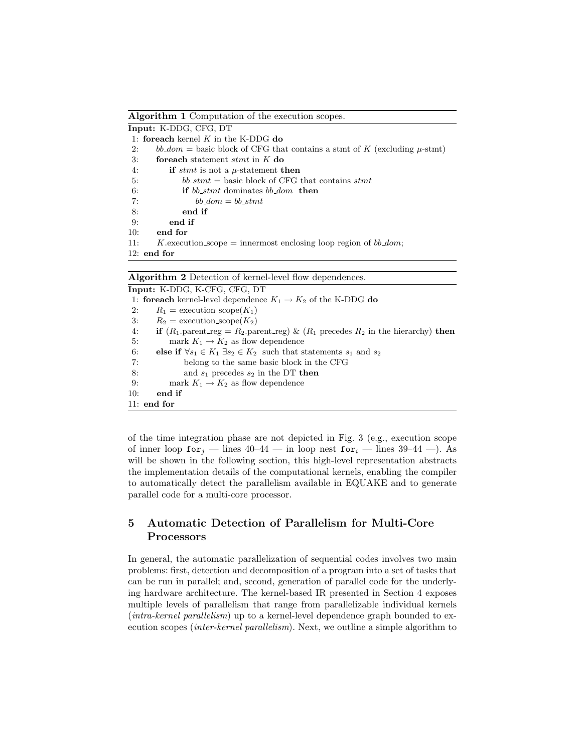**Algorithm 1** Computation of the execution scopes.

**Input:** K-DDG, CFG, DT

```
 1: foreach kernel K in the K-DDG do
 2:     bb_dom = basic block of CFG that contains a stmt of K (excluding μ-stmt)
 3:     foreach statement stmt in K do
 4:         if stmt is not a μ-statement then
 5:             bb_stmt = basic block of CFG that contains stmt
 6:             if bb_stmt dominates bb_dom then
 7:                 bb_dom = bb_stmt
 8:             end if
 9:         end if
10:     end for
11:     K.execution_scope = innermost enclosing loop region of bb_dom;
12: end for
```

**Algorithm 2** Detection of kernel-level flow dependences.

**Input:** K-DDG, K-CFG, CFG, DT

```
 1: foreach kernel-level dependence K1 → K2 of the K-DDG do
 2:     R1 = execution_scope(K1)
 3:     R2 = execution_scope(K2)
 4:     if (R1.parent_reg = R2.parent_reg) & (R1 precedes R2 in the hierarchy) then
 5:         mark K1 → K2 as flow dependence
 6:     else if ∀s1 ∈ K1 ∃s2 ∈ K2 such that statements s1 and s2
 7:             belong to the same basic block in the CFG
 8:             and s1 precedes s2 in the DT then
 9:         mark K1 → K2 as flow dependence
10:     end if
11: end for
```

of the time integration phase are not depicted in Fig. 3 (e.g., execution scope of inner loop `for`$_j$ — lines 40–44 — in loop nest `for`$_i$ — lines 39–44 —). As will be shown in the following section, this high-level representation abstracts the implementation details of the computational kernels, enabling the compiler to automatically detect the parallelism available in EQUAKE and to generate parallel code for a multi-core processor.

## 5 Automatic Detection of Parallelism for Multi-Core Processors

In general, the automatic parallelization of sequential codes involves two main problems: first, detection and decomposition of a program into a set of tasks that can be run in parallel; and, second, generation of parallel code for the underlying hardware architecture. The kernel-based IR presented in Section 4 exposes multiple levels of parallelism that range from parallelizable individual kernels (*intra-kernel parallelism*) up to a kernel-level dependence graph bounded to execution scopes (*inter-kernel parallelism*). Next, we outline a simple algorithm to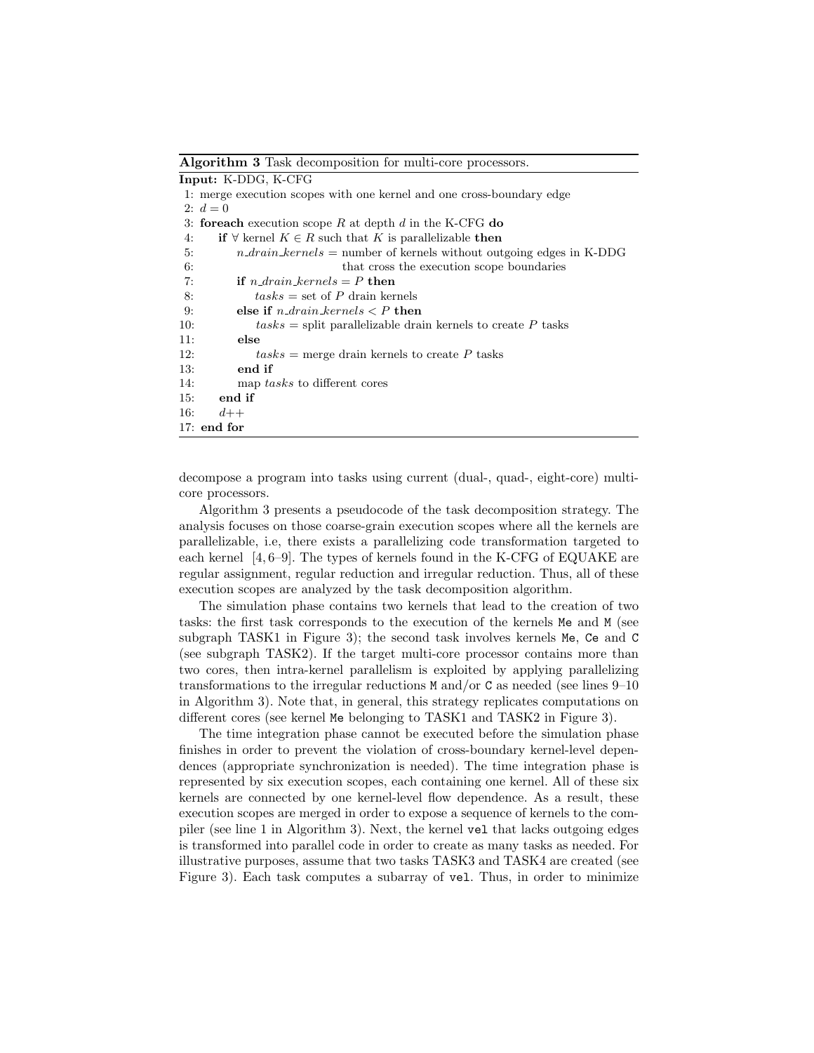**Algorithm 3** Task decomposition for multi-core processors.

**Input:** K-DDG, K-CFG

```
 1: merge execution scopes with one kernel and one cross-boundary edge
 2: d = 0
 3: foreach execution scope R at depth d in the K-CFG do
 4:     if ∀ kernel K ∈ R such that K is parallelizable then
 5:         n_drain_kernels = number of kernels without outgoing edges in K-DDG
 6:                           that cross the execution scope boundaries
 7:         if n_drain_kernels = P then
 8:             tasks = set of P drain kernels
 9:         else if n_drain_kernels < P then
10:             tasks = split parallelizable drain kernels to create P tasks
11:         else
12:             tasks = merge drain kernels to create P tasks
13:         end if
14:         map tasks to different cores
15:     end if
16:     d++
17: end for
```

decompose a program into tasks using current (dual-, quad-, eight-core) multi-core processors.

Algorithm 3 presents a pseudocode of the task decomposition strategy. The analysis focuses on those coarse-grain execution scopes where all the kernels are parallelizable, i.e, there exists a parallelizing code transformation targeted to each kernel [4, 6–9]. The types of kernels found in the K-CFG of EQUAKE are regular assignment, regular reduction and irregular reduction. Thus, all of these execution scopes are analyzed by the task decomposition algorithm.

The simulation phase contains two kernels that lead to the creation of two tasks: the first task corresponds to the execution of the kernels `Me` and `M` (see subgraph TASK1 in Figure 3); the second task involves kernels `Me`, `Ce` and `C` (see subgraph TASK2). If the target multi-core processor contains more than two cores, then intra-kernel parallelism is exploited by applying parallelizing transformations to the irregular reductions `M` and/or `C` as needed (see lines 9–10 in Algorithm 3). Note that, in general, this strategy replicates computations on different cores (see kernel `Me` belonging to TASK1 and TASK2 in Figure 3).

The time integration phase cannot be executed before the simulation phase finishes in order to prevent the violation of cross-boundary kernel-level dependences (appropriate synchronization is needed). The time integration phase is represented by six execution scopes, each containing one kernel. All of these six kernels are connected by one kernel-level flow dependence. As a result, these execution scopes are merged in order to expose a sequence of kernels to the compiler (see line 1 in Algorithm 3). Next, the kernel `vel` that lacks outgoing edges is transformed into parallel code in order to create as many tasks as needed. For illustrative purposes, assume that two tasks TASK3 and TASK4 are created (see Figure 3). Each task computes a subarray of `vel`. Thus, in order to minimize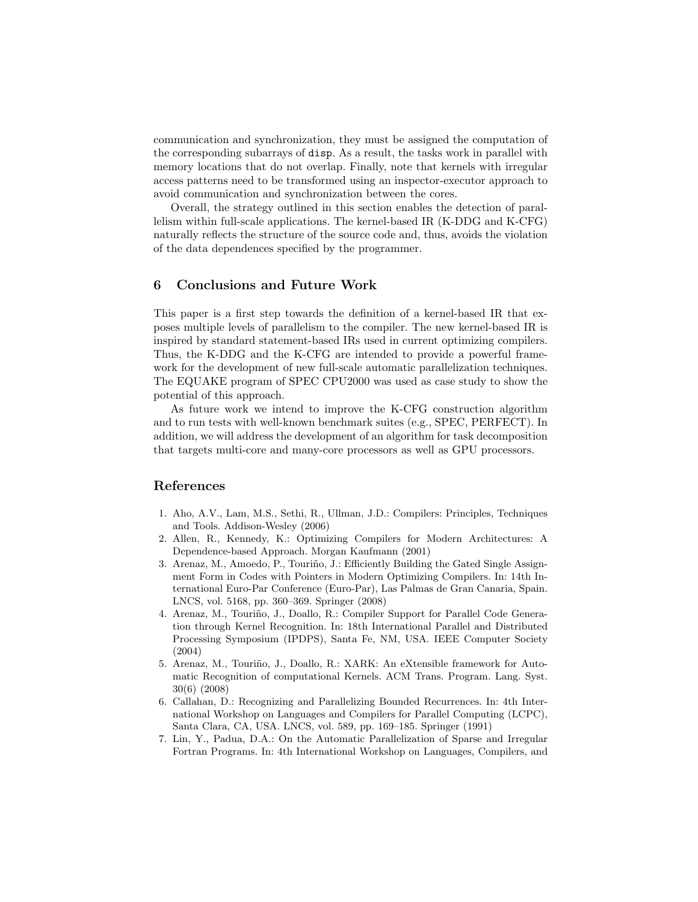communication and synchronization, they must be assigned the computation of the corresponding subarrays of `disp`. As a result, the tasks work in parallel with memory locations that do not overlap. Finally, note that kernels with irregular access patterns need to be transformed using an inspector-executor approach to avoid communication and synchronization between the cores.

Overall, the strategy outlined in this section enables the detection of parallelism within full-scale applications. The kernel-based IR (K-DDG and K-CFG) naturally reflects the structure of the source code and, thus, avoids the violation of the data dependences specified by the programmer.

## 6 Conclusions and Future Work

This paper is a first step towards the definition of a kernel-based IR that exposes multiple levels of parallelism to the compiler. The new kernel-based IR is inspired by standard statement-based IRs used in current optimizing compilers. Thus, the K-DDG and the K-CFG are intended to provide a powerful framework for the development of new full-scale automatic parallelization techniques. The EQUAKE program of SPEC CPU2000 was used as case study to show the potential of this approach.

As future work we intend to improve the K-CFG construction algorithm and to run tests with well-known benchmark suites (e.g., SPEC, PERFECT). In addition, we will address the development of an algorithm for task decomposition that targets multi-core and many-core processors as well as GPU processors.

## References

1. Aho, A.V., Lam, M.S., Sethi, R., Ullman, J.D.: Compilers: Principles, Techniques and Tools. Addison-Wesley (2006)
2. Allen, R., Kennedy, K.: Optimizing Compilers for Modern Architectures: A Dependence-based Approach. Morgan Kaufmann (2001)
3. Arenaz, M., Amoedo, P., Touriño, J.: Efficiently Building the Gated Single Assignment Form in Codes with Pointers in Modern Optimizing Compilers. In: 14th International Euro-Par Conference (Euro-Par), Las Palmas de Gran Canaria, Spain. LNCS, vol. 5168, pp. 360–369. Springer (2008)
4. Arenaz, M., Touriño, J., Doallo, R.: Compiler Support for Parallel Code Generation through Kernel Recognition. In: 18th International Parallel and Distributed Processing Symposium (IPDPS), Santa Fe, NM, USA. IEEE Computer Society (2004)
5. Arenaz, M., Touriño, J., Doallo, R.: XARK: An eXtensible framework for Automatic Recognition of computational Kernels. ACM Trans. Program. Lang. Syst. 30(6) (2008)
6. Callahan, D.: Recognizing and Parallelizing Bounded Recurrences. In: 4th International Workshop on Languages and Compilers for Parallel Computing (LCPC), Santa Clara, CA, USA. LNCS, vol. 589, pp. 169–185. Springer (1991)
7. Lin, Y., Padua, D.A.: On the Automatic Parallelization of Sparse and Irregular Fortran Programs. In: 4th International Workshop on Languages, Compilers, and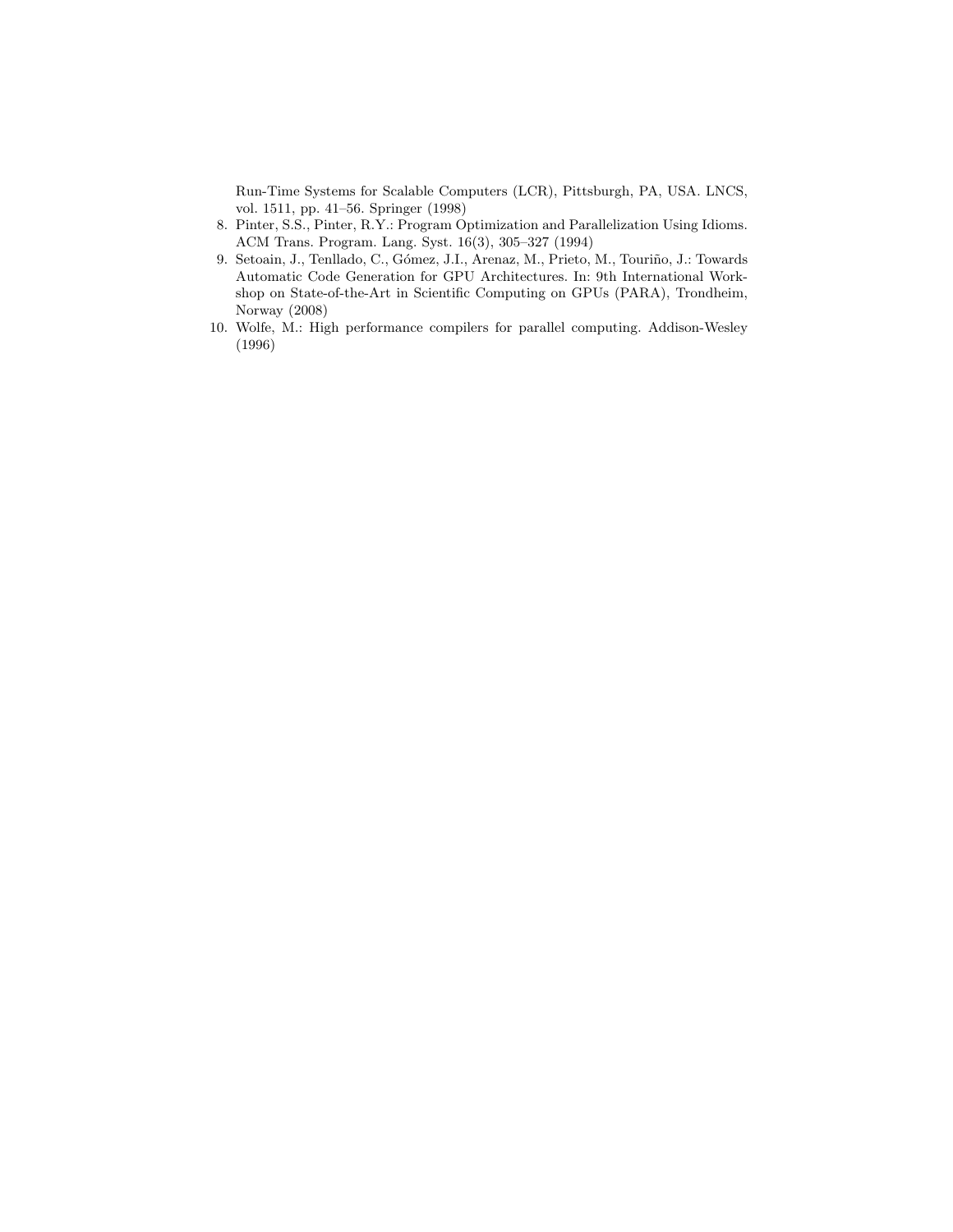Run-Time Systems for Scalable Computers (LCR), Pittsburgh, PA, USA. LNCS, vol. 1511, pp. 41–56. Springer (1998)

8. Pinter, S.S., Pinter, R.Y.: Program Optimization and Parallelization Using Idioms. ACM Trans. Program. Lang. Syst. 16(3), 305–327 (1994)
9. Setoain, J., Tenllado, C., Gómez, J.I., Arenaz, M., Prieto, M., Touriño, J.: Towards Automatic Code Generation for GPU Architectures. In: 9th International Workshop on State-of-the-Art in Scientific Computing on GPUs (PARA), Trondheim, Norway (2008)
10. Wolfe, M.: High performance compilers for parallel computing. Addison-Wesley (1996)